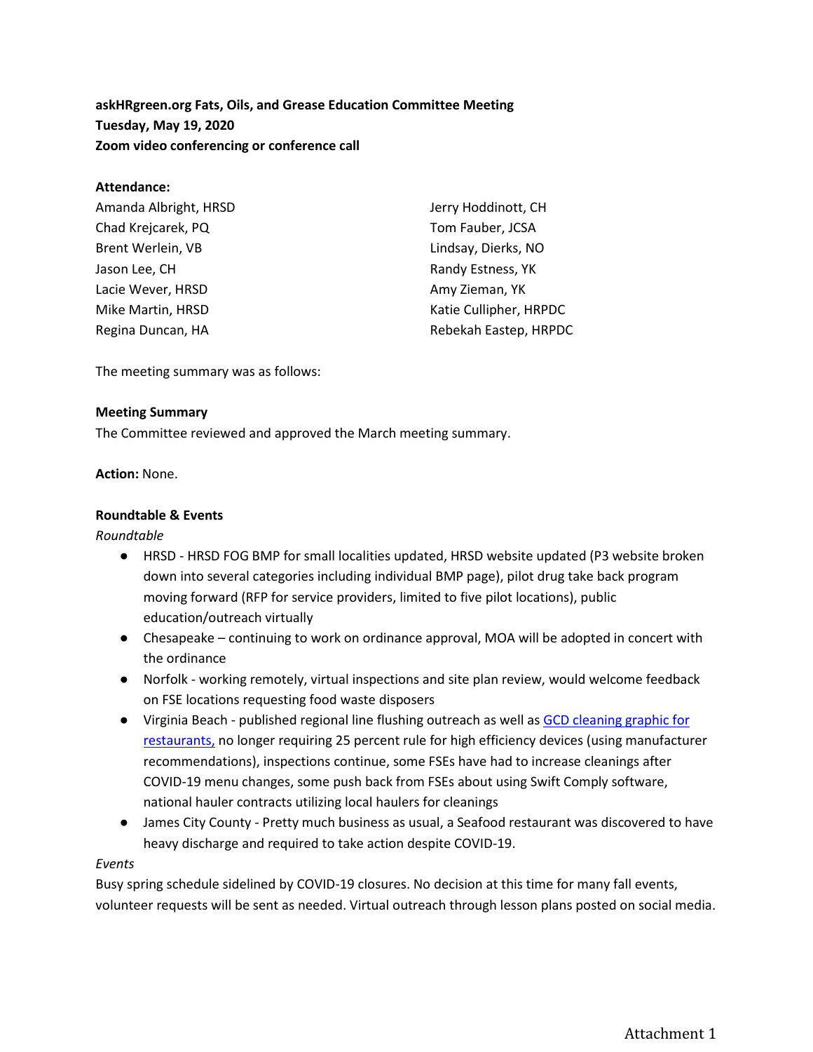**askHRgreen.org Fats, Oils, and Grease Education Committee Meeting**
**Tuesday, May 19, 2020**
**Zoom video conferencing or conference call**

**Attendance:**

Amanda Albright, HRSD
Chad Krejcarek, PQ
Brent Werlein, VB
Jason Lee, CH
Lacie Wever, HRSD
Mike Martin, HRSD
Regina Duncan, HA
Jerry Hoddinott, CH
Tom Fauber, JCSA
Lindsay, Dierks, NO
Randy Estness, YK
Amy Zieman, YK
Katie Cullipher, HRPDC
Rebekah Eastep, HRPDC

The meeting summary was as follows:

**Meeting Summary**

The Committee reviewed and approved the March meeting summary.

**Action:** None.

**Roundtable & Events**

*Roundtable*

- HRSD - HRSD FOG BMP for small localities updated, HRSD website updated (P3 website broken down into several categories including individual BMP page), pilot drug take back program moving forward (RFP for service providers, limited to five pilot locations), public education/outreach virtually
- Chesapeake – continuing to work on ordinance approval, MOA will be adopted in concert with the ordinance
- Norfolk - working remotely, virtual inspections and site plan review, would welcome feedback on FSE locations requesting food waste disposers
- Virginia Beach - published regional line flushing outreach as well as GCD cleaning graphic for restaurants, no longer requiring 25 percent rule for high efficiency devices (using manufacturer recommendations), inspections continue, some FSEs have had to increase cleanings after COVID-19 menu changes, some push back from FSEs about using Swift Comply software, national hauler contracts utilizing local haulers for cleanings
- James City County - Pretty much business as usual, a Seafood restaurant was discovered to have heavy discharge and required to take action despite COVID-19.

*Events*

Busy spring schedule sidelined by COVID-19 closures. No decision at this time for many fall events, volunteer requests will be sent as needed. Virtual outreach through lesson plans posted on social media.

Attachment 1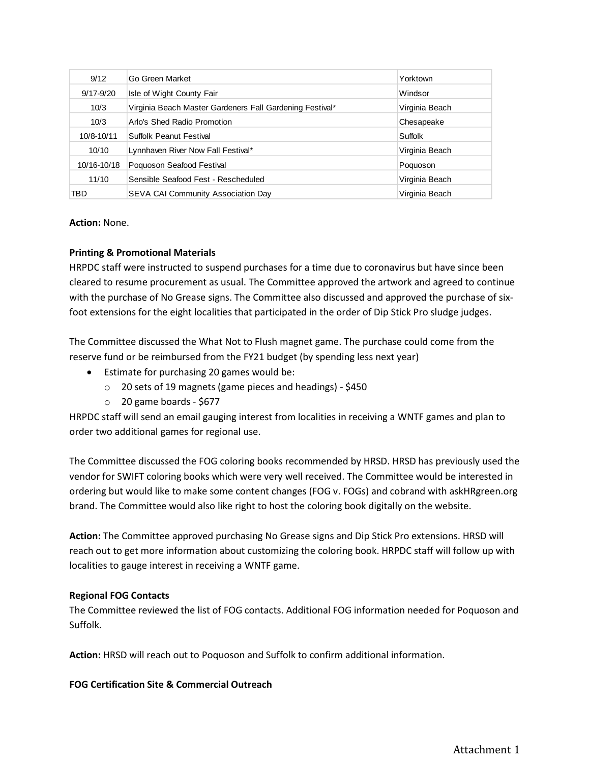| | | |
|---|---|---|
| 9/12 | Go Green Market | Yorktown |
| 9/17-9/20 | Isle of Wight County Fair | Windsor |
| 10/3 | Virginia Beach Master Gardeners Fall Gardening Festival* | Virginia Beach |
| 10/3 | Arlo's Shed Radio Promotion | Chesapeake |
| 10/8-10/11 | Suffolk Peanut Festival | Suffolk |
| 10/10 | Lynnhaven River Now Fall Festival* | Virginia Beach |
| 10/16-10/18 | Poquoson Seafood Festival | Poquoson |
| 11/10 | Sensible Seafood Fest - Rescheduled | Virginia Beach |
| TBD | SEVA CAI Community Association Day | Virginia Beach |

**Action:** None.

**Printing & Promotional Materials**

HRPDC staff were instructed to suspend purchases for a time due to coronavirus but have since been cleared to resume procurement as usual. The Committee approved the artwork and agreed to continue with the purchase of No Grease signs. The Committee also discussed and approved the purchase of six-foot extensions for the eight localities that participated in the order of Dip Stick Pro sludge judges.

The Committee discussed the What Not to Flush magnet game. The purchase could come from the reserve fund or be reimbursed from the FY21 budget (by spending less next year)

- Estimate for purchasing 20 games would be:
  - 20 sets of 19 magnets (game pieces and headings) - $450
  - 20 game boards - $677

HRPDC staff will send an email gauging interest from localities in receiving a WNTF games and plan to order two additional games for regional use.

The Committee discussed the FOG coloring books recommended by HRSD. HRSD has previously used the vendor for SWIFT coloring books which were very well received. The Committee would be interested in ordering but would like to make some content changes (FOG v. FOGs) and cobrand with askHRgreen.org brand. The Committee would also like right to host the coloring book digitally on the website.

**Action:** The Committee approved purchasing No Grease signs and Dip Stick Pro extensions. HRSD will reach out to get more information about customizing the coloring book. HRPDC staff will follow up with localities to gauge interest in receiving a WNTF game.

**Regional FOG Contacts**

The Committee reviewed the list of FOG contacts. Additional FOG information needed for Poquoson and Suffolk.

**Action:** HRSD will reach out to Poquoson and Suffolk to confirm additional information.

**FOG Certification Site & Commercial Outreach**

Attachment 1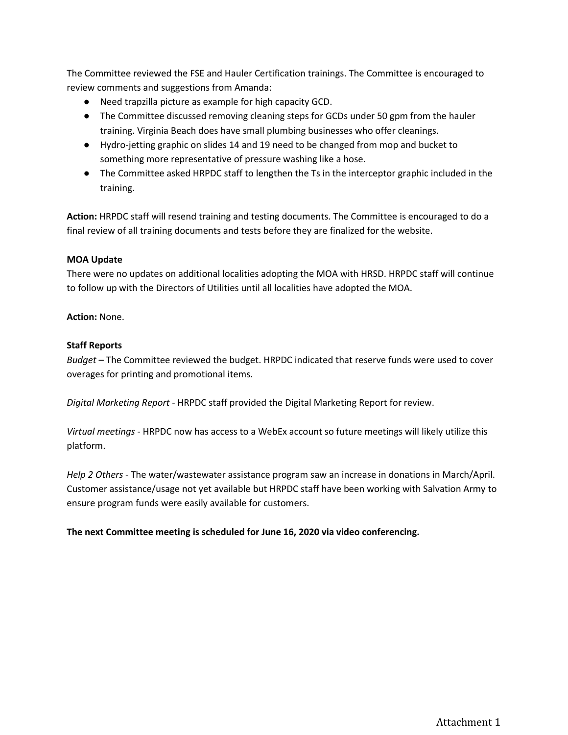The Committee reviewed the FSE and Hauler Certification trainings. The Committee is encouraged to review comments and suggestions from Amanda:

- Need trapzilla picture as example for high capacity GCD.
- The Committee discussed removing cleaning steps for GCDs under 50 gpm from the hauler training. Virginia Beach does have small plumbing businesses who offer cleanings.
- Hydro-jetting graphic on slides 14 and 19 need to be changed from mop and bucket to something more representative of pressure washing like a hose.
- The Committee asked HRPDC staff to lengthen the Ts in the interceptor graphic included in the training.

**Action:** HRPDC staff will resend training and testing documents. The Committee is encouraged to do a final review of all training documents and tests before they are finalized for the website.

**MOA Update**

There were no updates on additional localities adopting the MOA with HRSD. HRPDC staff will continue to follow up with the Directors of Utilities until all localities have adopted the MOA.

**Action:** None.

**Staff Reports**

*Budget* – The Committee reviewed the budget. HRPDC indicated that reserve funds were used to cover overages for printing and promotional items.

*Digital Marketing Report* - HRPDC staff provided the Digital Marketing Report for review.

*Virtual meetings* - HRPDC now has access to a WebEx account so future meetings will likely utilize this platform.

*Help 2 Others* - The water/wastewater assistance program saw an increase in donations in March/April. Customer assistance/usage not yet available but HRPDC staff have been working with Salvation Army to ensure program funds were easily available for customers.

**The next Committee meeting is scheduled for June 16, 2020 via video conferencing.**

Attachment 1